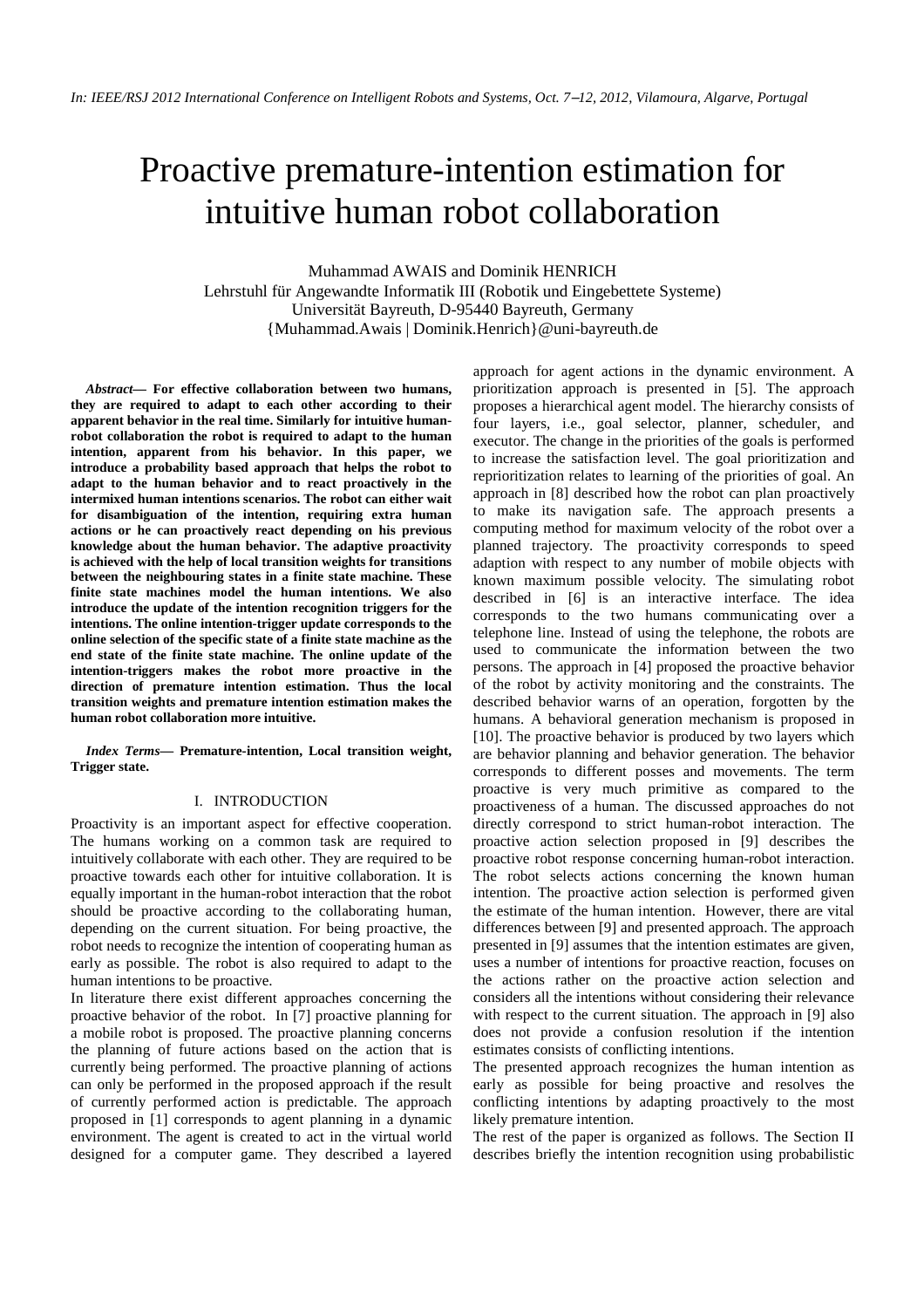*In: IEEE/RSJ 2012 International Conference on Intelligent Robots and Systems, Oct. 7–12, 2012, Vilamoura, Algarve, Portugal*

# Proactive premature-intention estimation for intuitive human robot collaboration

Muhammad AWAIS and Dominik HENRICH
Lehrstuhl für Angewandte Informatik III (Robotik und Eingebettete Systeme)
Universität Bayreuth, D-95440 Bayreuth, Germany
{Muhammad.Awais | Dominik.Henrich}@uni-bayreuth.de

***Abstract*— For effective collaboration between two humans, they are required to adapt to each other according to their apparent behavior in the real time. Similarly for intuitive human-robot collaboration the robot is required to adapt to the human intention, apparent from his behavior. In this paper, we introduce a probability based approach that helps the robot to adapt to the human behavior and to react proactively in the intermixed human intentions scenarios. The robot can either wait for disambiguation of the intention, requiring extra human actions or he can proactively react depending on his previous knowledge about the human behavior. The adaptive proactivity is achieved with the help of local transition weights for transitions between the neighbouring states in a finite state machine. These finite state machines model the human intentions. We also introduce the update of the intention recognition triggers for the intentions. The online intention-trigger update corresponds to the online selection of the specific state of a finite state machine as the end state of the finite state machine. The online update of the intention-triggers makes the robot more proactive in the direction of premature intention estimation. Thus the local transition weights and premature intention estimation makes the human robot collaboration more intuitive.**

***Index Terms*— Premature-intention, Local transition weight, Trigger state.**

## I. INTRODUCTION

Proactivity is an important aspect for effective cooperation. The humans working on a common task are required to intuitively collaborate with each other. They are required to be proactive towards each other for intuitive collaboration. It is equally important in the human-robot interaction that the robot should be proactive according to the collaborating human, depending on the current situation. For being proactive, the robot needs to recognize the intention of cooperating human as early as possible. The robot is also required to adapt to the human intentions to be proactive.

In literature there exist different approaches concerning the proactive behavior of the robot. In [7] proactive planning for a mobile robot is proposed. The proactive planning concerns the planning of future actions based on the action that is currently being performed. The proactive planning of actions can only be performed in the proposed approach if the result of currently performed action is predictable. The approach proposed in [1] corresponds to agent planning in a dynamic environment. The agent is created to act in the virtual world designed for a computer game. They described a layered approach for agent actions in the dynamic environment. A prioritization approach is presented in [5]. The approach proposes a hierarchical agent model. The hierarchy consists of four layers, i.e., goal selector, planner, scheduler, and executor. The change in the priorities of the goals is performed to increase the satisfaction level. The goal prioritization and reprioritization relates to learning of the priorities of goal. An approach in [8] described how the robot can plan proactively to make its navigation safe. The approach presents a computing method for maximum velocity of the robot over a planned trajectory. The proactivity corresponds to speed adaption with respect to any number of mobile objects with known maximum possible velocity. The simulating robot described in [6] is an interactive interface. The idea corresponds to the two humans communicating over a telephone line. Instead of using the telephone, the robots are used to communicate the information between the two persons. The approach in [4] proposed the proactive behavior of the robot by activity monitoring and the constraints. The described behavior warns of an operation, forgotten by the humans. A behavioral generation mechanism is proposed in [10]. The proactive behavior is produced by two layers which are behavior planning and behavior generation. The behavior corresponds to different posses and movements. The term proactive is very much primitive as compared to the proactiveness of a human. The discussed approaches do not directly correspond to strict human-robot interaction. The proactive action selection proposed in [9] describes the proactive robot response concerning human-robot interaction. The robot selects actions concerning the known human intention. The proactive action selection is performed given the estimate of the human intention. However, there are vital differences between [9] and presented approach. The approach presented in [9] assumes that the intention estimates are given, uses a number of intentions for proactive reaction, focuses on the actions rather on the proactive action selection and considers all the intentions without considering their relevance with respect to the current situation. The approach in [9] also does not provide a confusion resolution if the intention estimates consists of conflicting intentions.

The presented approach recognizes the human intention as early as possible for being proactive and resolves the conflicting intentions by adapting proactively to the most likely premature intention.

The rest of the paper is organized as follows. The Section II describes briefly the intention recognition using probabilistic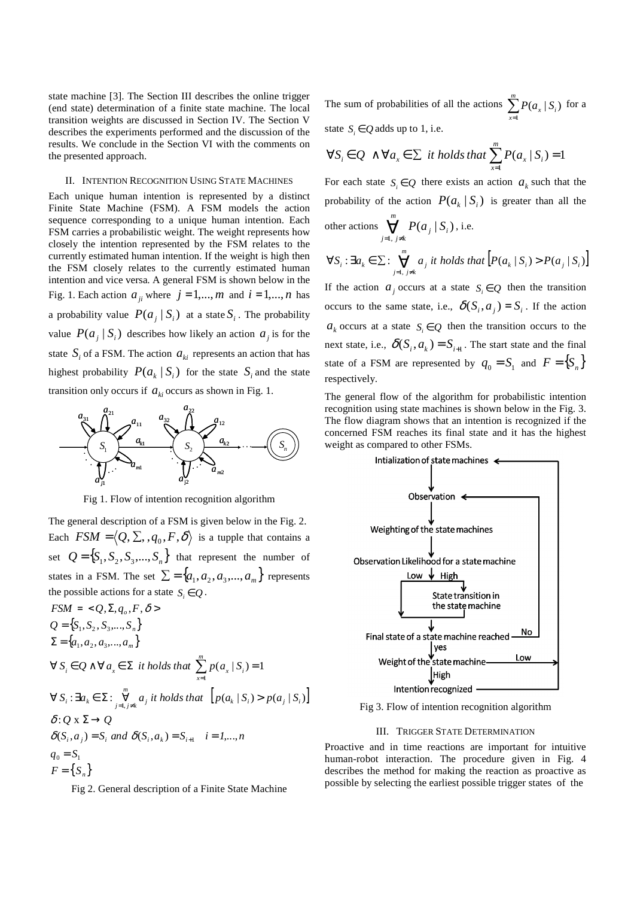state machine [3]. The Section III describes the online trigger (end state) determination of a finite state machine. The local transition weights are discussed in Section IV. The Section V describes the experiments performed and the discussion of the results. We conclude in the Section VI with the comments on the presented approach.

## II. Intention Recognition Using State Machines

Each unique human intention is represented by a distinct Finite State Machine (FSM). A FSM models the action sequence corresponding to a unique human intention. Each FSM carries a probabilistic weight. The weight represents how closely the intention represented by the FSM relates to the currently estimated human intention. If the weight is high then the FSM closely relates to the currently estimated human intention and vice versa. A general FSM is shown below in the Fig. 1. Each action $a_{ji}$ where $j = 1,...,m$ and $i = 1,...,n$ has a probability value $P(a_j \mid S_i)$ at a state $S_i$. The probability value $P(a_j \mid S_i)$ describes how likely an action $a_j$ is for the state $S_i$ of a FSM. The action $a_{ki}$ represents an action that has highest probability $P(a_k \mid S_i)$ for the state $S_i$ and the state transition only occurs if $a_{ki}$ occurs as shown in Fig. 1.

Fig 1. Flow of intention recognition algorithm

The general description of a FSM is given below in the Fig. 2. Each $FSM = \langle Q, \Sigma, , q_0, F, \delta \rangle$ is a tupple that contains a set $Q = \{S_1, S_2, S_3, ..., S_n\}$ that represent the number of states in a FSM. The set $\Sigma = \{a_1, a_2, a_3, ..., a_m\}$ represents the possible actions for a state $S_i \in Q$.

$$FSM = < Q, \Sigma, q_o, F, \delta >$$
$$Q = \{S_1, S_2, S_3, ..., S_n\}$$
$$\Sigma = \{a_1, a_2, a_3, ..., a_m\}$$
$$\forall\, S_i \in Q \wedge \forall\, a_x \in \Sigma \;\; \text{it holds that} \;\; \sum_{x=1}^{m} p(a_x \mid S_i) = 1$$
$$\forall\, S_i : \exists a_k \in \Sigma : \underset{j=1, j \neq k}{\overset{m}{\forall}} a_j \;\; \text{it holds that} \;\; \left[ p(a_k \mid S_i) > p(a_j \mid S_i) \right]$$
$$\delta : Q \text{ x } \Sigma \rightarrow Q$$
$$\delta(S_i, a_j) = S_i \;\; \text{and} \;\; \delta(S_i, a_k) = S_{i+1} \quad i = 1,...,n$$
$$q_0 = S_1$$
$$F = \{S_n\}$$

Fig 2. General description of a Finite State Machine

The sum of probabilities of all the actions $\sum_{x=1}^{m} P(a_x \mid S_i)$ for a state $S_i \in Q$ adds up to 1, i.e.

$$\forall S_i \in Q \;\; \wedge \forall a_x \in \Sigma \;\; \text{it holds that} \sum_{x=1}^{m} P(a_x \mid S_i) = 1$$

For each state $S_i \in Q$ there exists an action $a_k$ such that the probability of the action $P(a_k \mid S_i)$ is greater than all the other actions $\underset{j=1,\, j \neq k}{\overset{m}{\forall}} P(a_j \mid S_i)$, i.e.

$$\forall S_i : \exists a_k \in \Sigma : \underset{j=1,\, j \neq k}{\overset{m}{\forall}} a_j \;\; \text{it holds that} \left[ P(a_k \mid S_i) > P(a_j \mid S_i) \right]$$

If the action $a_j$ occurs at a state $S_i \in Q$ then the transition occurs to the same state, i.e., $\delta(S_i, a_j) = S_i$. If the action $a_k$ occurs at a state $S_i \in Q$ then the transition occurs to the next state, i.e., $\delta(S_i, a_k) = S_{i+1}$. The start state and the final state of a FSM are represented by $q_0 = S_1$ and $F = \{S_n\}$ respectively.

The general flow of the algorithm for probabilistic intention recognition using state machines is shown below in the Fig. 3. The flow diagram shows that an intention is recognized if the concerned FSM reaches its final state and it has the highest weight as compared to other FSMs.

Fig 3. Flow of intention recognition algorithm

## III. Trigger State Determination

Proactive and in time reactions are important for intuitive human-robot interaction. The procedure given in Fig. 4 describes the method for making the reaction as proactive as possible by selecting the earliest possible trigger states of the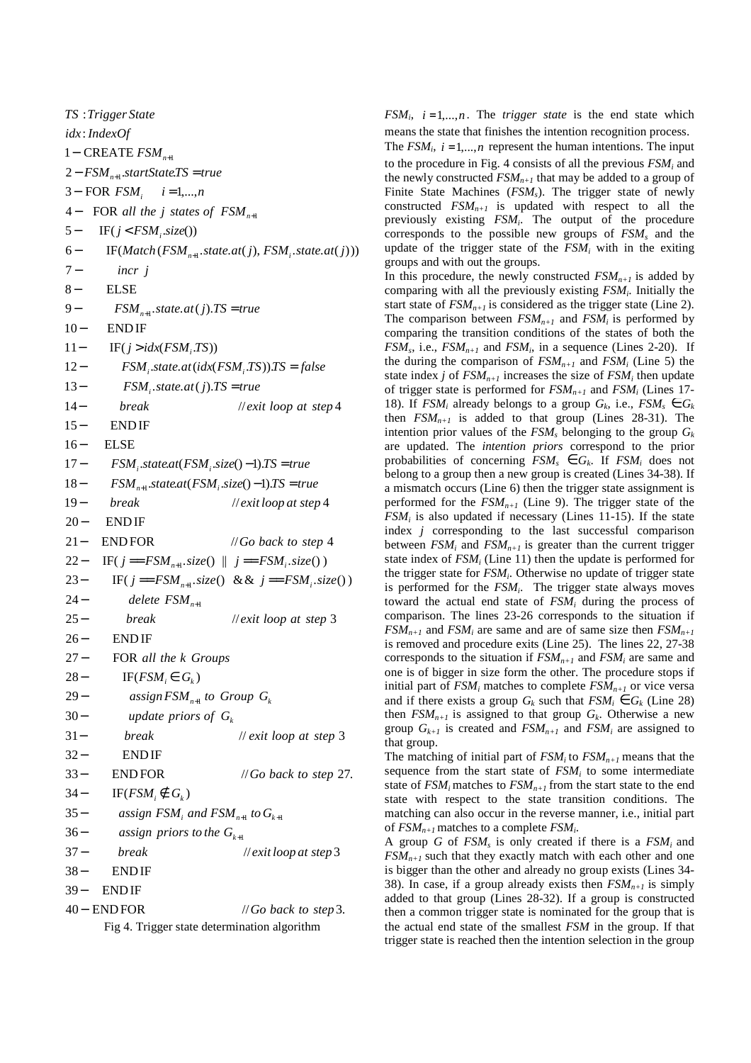```
TS : Trigger State
idx : IndexOf
1 − CREATE FSM_{n+1}
2 − FSM_{n+1}.startState.TS = true
3 − FOR FSM_i   i = 1,...,n
4 −   FOR all the j states of FSM_{n+1}
5 −     IF( j < FSM_i.size())
6 −       IF(Match(FSM_{n+1}.state.at(j), FSM_i.state.at(j)))
7 −         incr j
8 −       ELSE
9 −         FSM_{n+1}.state.at(j).TS = true
10 −      END IF
11 −      IF( j > idx(FSM_i.TS))
12 −        FSM_i.state.at(idx(FSM_i.TS)).TS = false
13 −        FSM_i.state.at(j).TS = true
14 −        break                        // exit loop at step 4
15 −      END IF
16 −    ELSE
17 −      FSM_i.state.at(FSM_i.size() − 1).TS = true
18 −      FSM_{n+1}.state.at(FSM_i.size() − 1).TS = true
19 −      break                          // exit loop at step 4
20 −    END IF
21 −  END FOR                            // Go back to step 4
22 −  IF( j == FSM_{n+1}.size() || j == FSM_i.size() )
23 −    IF( j == FSM_{n+1}.size() && j == FSM_i.size() )
24 −      delete FSM_{n+1}
25 −      break                          // exit loop at step 3
26 −    END IF
27 −    FOR all the k Groups
28 −      IF(FSM_i ∈ G_k)
29 −        assign FSM_{n+1} to Group G_k
30 −        update priors of G_k
31 −        break                        // exit loop at step 3
32 −      END IF
33 −    END FOR                          // Go back to step 27.
34 −    IF(FSM_i ∉ G_k)
35 −      assign FSM_i and FSM_{n+1} to G_{k+1}
36 −      assign priors to the G_{k+1}
37 −      break                          // exit loop at step 3
38 −    END IF
39 −  END IF
40 − END FOR                            // Go back to step 3.
```

Fig 4. Trigger state determination algorithm

$FSM_i$, $i = 1,...,n$. The *trigger state* is the end state which means the state that finishes the intention recognition process. The $FSM_i$, $i = 1,...,n$ represent the human intentions. The input to the procedure in Fig. 4 consists of all the previous $FSM_i$ and the newly constructed $FSM_{n+1}$ that may be added to a group of Finite State Machines ($FSM_s$). The trigger state of newly constructed $FSM_{n+1}$ is updated with respect to all the previously existing $FSM_i$. The output of the procedure corresponds to the possible new groups of $FSM_s$ and the update of the trigger state of the $FSM_i$ with in the exiting groups and with out the groups.

In this procedure, the newly constructed $FSM_{n+1}$ is added by comparing with all the previously existing $FSM_i$. Initially the start state of $FSM_{n+1}$ is considered as the trigger state (Line 2). The comparison between $FSM_{n+1}$ and $FSM_i$ is performed by comparing the transition conditions of the states of both the $FSM_s$, i.e., $FSM_{n+1}$ and $FSM_i$, in a sequence (Lines 2-20). If the during the comparison of $FSM_{n+1}$ and $FSM_i$ (Line 5) the state index *j* of $FSM_{n+1}$ increases the size of $FSM_i$ then update of trigger state is performed for $FSM_{n+1}$ and $FSM_i$ (Lines 17-18). If $FSM_i$ already belongs to a group $G_k$, i.e., $FSM_s \in G_k$ then $FSM_{n+1}$ is added to that group (Lines 28-31). The intention prior values of the $FSM_s$ belonging to the group $G_k$ are updated. The *intention priors* correspond to the prior probabilities of concerning $FSM_s \in G_k$. If $FSM_i$ does not belong to a group then a new group is created (Lines 34-38). If a mismatch occurs (Line 6) then the trigger state assignment is performed for the $FSM_{n+1}$ (Line 9). The trigger state of the $FSM_i$ is also updated if necessary (Lines 11-15). If the state index *j* corresponding to the last successful comparison between $FSM_i$ and $FSM_{n+1}$ is greater than the current trigger state index of $FSM_i$ (Line 11) then the update is performed for the trigger state for $FSM_i$. Otherwise no update of trigger state is performed for the $FSM_i$. The trigger state always moves toward the actual end state of $FSM_i$ during the process of comparison. The lines 23-26 corresponds to the situation if $FSM_{n+1}$ and $FSM_i$ are same and are of same size then $FSM_{n+1}$ is removed and procedure exits (Line 25). The lines 22, 27-38 corresponds to the situation if $FSM_{n+1}$ and $FSM_i$ are same and one is of bigger in size form the other. The procedure stops if initial part of $FSM_i$ matches to complete $FSM_{n+1}$ or vice versa and if there exists a group $G_k$ such that $FSM_i \in G_k$ (Line 28) then $FSM_{n+1}$ is assigned to that group $G_k$. Otherwise a new group $G_{k+1}$ is created and $FSM_{n+1}$ and $FSM_i$ are assigned to that group.

The matching of initial part of $FSM_i$ to $FSM_{n+1}$ means that the sequence from the start state of $FSM_i$ to some intermediate state of $FSM_i$ matches to $FSM_{n+1}$ from the start state to the end state with respect to the state transition conditions. The matching can also occur in the reverse manner, i.e., initial part of $FSM_{n+1}$ matches to a complete $FSM_i$.

A group *G* of $FSM_s$ is only created if there is a $FSM_i$ and $FSM_{n+1}$ such that they exactly match with each other and one is bigger than the other and already no group exists (Lines 34-38). In case, if a group already exists then $FSM_{n+1}$ is simply added to that group (Lines 28-32). If a group is constructed then a common trigger state is nominated for the group that is the actual end state of the smallest *FSM* in the group. If that trigger state is reached then the intention selection in the group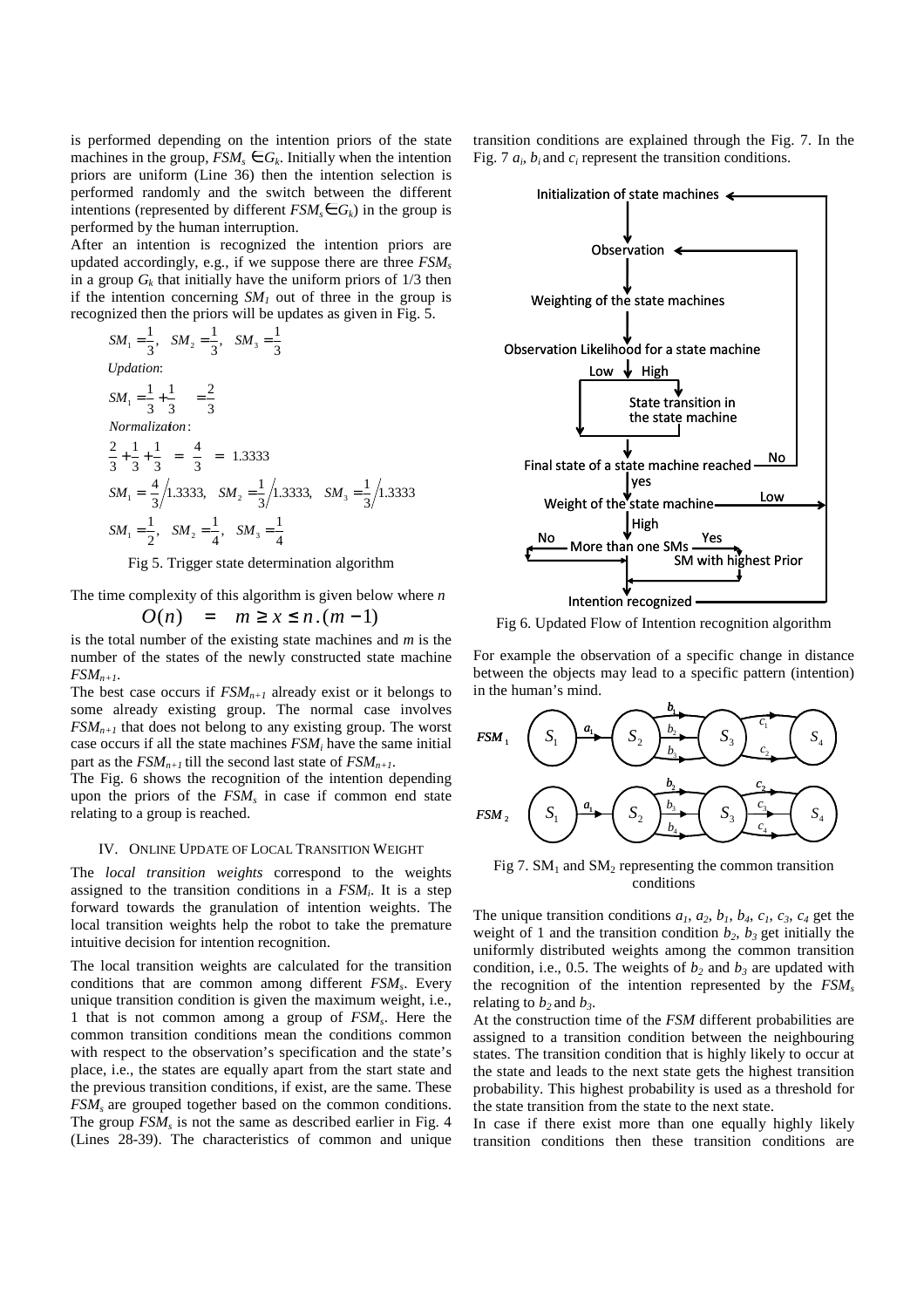is performed depending on the intention priors of the state machines in the group, $FSM_s \in G_k$. Initially when the intention priors are uniform (Line 36) then the intention selection is performed randomly and the switch between the different intentions (represented by different $FSM_s \in G_k$) in the group is performed by the human interruption.

After an intention is recognized the intention priors are updated accordingly, e.g., if we suppose there are three $FSM_s$ in a group $G_k$ that initially have the uniform priors of 1/3 then if the intention concerning $SM_1$ out of three in the group is recognized then the priors will be updates as given in Fig. 5.

$$SM_1 = \frac{1}{3}, \quad SM_2 = \frac{1}{3}, \quad SM_3 = \frac{1}{3}$$

*Updation*:

$$SM_1 = \frac{1}{3} + \frac{1}{3} \quad = \frac{2}{3}$$

*Normalization*:

$$\frac{2}{3} + \frac{1}{3} + \frac{1}{3} \;=\; \frac{4}{3} \;=\; 1.3333$$

$$SM_1 = \frac{4}{3}\Big/1.3333, \quad SM_2 = \frac{1}{3}\Big/1.3333, \quad SM_3 = \frac{1}{3}\Big/1.3333$$

$$SM_1 = \frac{1}{2}, \quad SM_2 = \frac{1}{4}, \quad SM_3 = \frac{1}{4}$$

Fig 5. Trigger state determination algorithm

The time complexity of this algorithm is given below where $n$

$$O(n) \quad = \quad m \geq x \leq n.(m-1)$$

is the total number of the existing state machines and $m$ is the number of the states of the newly constructed state machine $FSM_{n+1}$.

The best case occurs if $FSM_{n+1}$ already exist or it belongs to some already existing group. The normal case involves $FSM_{n+1}$ that does not belong to any existing group. The worst case occurs if all the state machines $FSM_i$ have the same initial part as the $FSM_{n+1}$ till the second last state of $FSM_{n+1}$.

The Fig. 6 shows the recognition of the intention depending upon the priors of the $FSM_s$ in case if common end state relating to a group is reached.

## IV. Online Update of Local Transition Weight

The *local transition weights* correspond to the weights assigned to the transition conditions in a $FSM_i$. It is a step forward towards the granulation of intention weights. The local transition weights help the robot to take the premature intuitive decision for intention recognition.

The local transition weights are calculated for the transition conditions that are common among different $FSM_s$. Every unique transition condition is given the maximum weight, i.e., 1 that is not common among a group of $FSM_s$. Here the common transition conditions mean the conditions common with respect to the observation's specification and the state's place, i.e., the states are equally apart from the start state and the previous transition conditions, if exist, are the same. These $FSM_s$ are grouped together based on the common conditions. The group $FSM_s$ is not the same as described earlier in Fig. 4 (Lines 28-39). The characteristics of common and unique transition conditions are explained through the Fig. 7. In the Fig. 7 $a_i$, $b_i$ and $c_i$ represent the transition conditions.

Fig 6. Updated Flow of Intention recognition algorithm

For example the observation of a specific change in distance between the objects may lead to a specific pattern (intention) in the human's mind.

Fig 7. $SM_1$ and $SM_2$ representing the common transition conditions

The unique transition conditions $a_1$, $a_2$, $b_1$, $b_4$, $c_1$, $c_3$, $c_4$ get the weight of 1 and the transition condition $b_2$, $b_3$ get initially the uniformly distributed weights among the common transition condition, i.e., 0.5. The weights of $b_2$ and $b_3$ are updated with the recognition of the intention represented by the $FSM_s$ relating to $b_2$ and $b_3$.

At the construction time of the *FSM* different probabilities are assigned to a transition condition between the neighbouring states. The transition condition that is highly likely to occur at the state and leads to the next state gets the highest transition probability. This highest probability is used as a threshold for the state transition from the state to the next state.

In case if there exist more than one equally highly likely transition conditions then these transition conditions are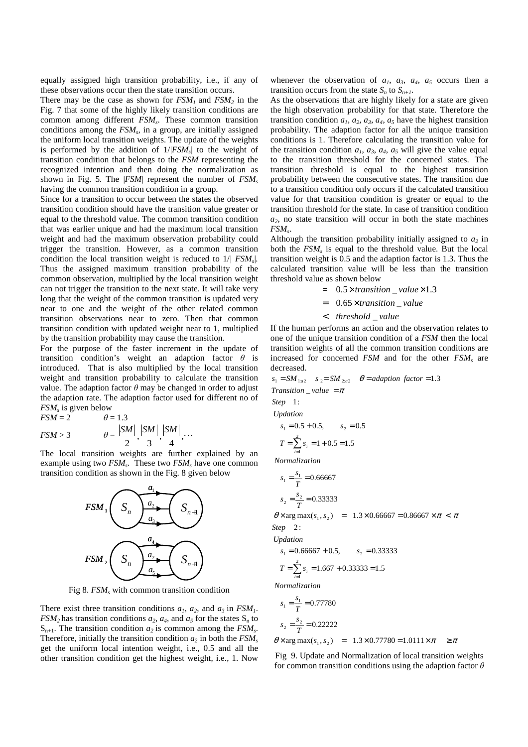equally assigned high transition probability, i.e., if any of these observations occur then the state transition occurs.

There may be the case as shown for $FSM_1$ and $FSM_2$ in the Fig. 7 that some of the highly likely transition conditions are common among different $FSM_s$. These common transition conditions among the $FSM_s$, in a group, are initially assigned the uniform local transition weights. The update of the weights is performed by the addition of $1/|FSM_s|$ to the weight of transition condition that belongs to the *FSM* representing the recognized intention and then doing the normalization as shown in Fig. 5. The $|FSM|$ represent the number of $FSM_s$ having the common transition condition in a group.

Since for a transition to occur between the states the observed transition condition should have the transition value greater or equal to the threshold value. The common transition condition that was earlier unique and had the maximum local transition weight and had the maximum observation probability could trigger the transition. However, as a common transition condition the local transition weight is reduced to $1/|FSM_s|$. Thus the assigned maximum transition probability of the common observation, multiplied by the local transition weight can not trigger the transition to the next state. It will take very long that the weight of the common transition is updated very near to one and the weight of the other related common transition observations near to zero. Then that common transition condition with updated weight near to 1, multiplied by the transition probability may cause the transition.

For the purpose of the faster increment in the update of transition condition's weight an adaption factor $\theta$ is introduced. That is also multiplied by the local transition weight and transition probability to calculate the transition value. The adaption factor $\theta$ may be changed in order to adjust the adaption rate. The adaption factor used for different no of $FSM_s$ is given below

$FSM = 2 \qquad \theta = 1.3$

$$FSM > 3 \qquad \theta = \frac{|SM|}{2}, \frac{|SM|}{3}, \frac{|SM|}{4}, \cdots$$

The local transition weights are further explained by an example using two $FSM_s$. These two $FSM_s$ have one common transition condition as shown in the Fig. 8 given below

Fig 8. $FSM_s$ with common transition condition

There exist three transition conditions $a_1$, $a_2$, and $a_3$ in $FSM_1$. $FSM_2$ has transition conditions $a_2$, $a_4$, and $a_5$ for the states $S_n$ to $S_{n+1}$. The transition condition $a_2$ is common among the $FSM_s$. Therefore, initially the transition condition $a_2$ in both the $FSM_s$ get the uniform local intention weight, i.e., 0.5 and all the other transition condition get the highest weight, i.e., 1. Now whenever the observation of $a_1$, $a_3$, $a_4$, $a_5$ occurs then a transition occurs from the state $S_n$ to $S_{n+1}$.

As the observations that are highly likely for a state are given the high observation probability for that state. Therefore the transition condition $a_1$, $a_2$, $a_3$, $a_4$, $a_5$ have the highest transition probability. The adaption factor for all the unique transition conditions is 1. Therefore calculating the transition value for the transition condition $a_1$, $a_3$, $a_4$, $a_5$ will give the value equal to the transition threshold for the concerned states. The transition threshold is equal to the highest transition probability between the consecutive states. The transition due to a transition condition only occurs if the calculated transition value for that transition condition is greater or equal to the transition threshold for the state. In case of transition condition $a_2$, no state transition will occur in both the state machines $FSM_s$.

Although the transition probability initially assigned to $a_2$ in both the $FSM_s$ is equal to the threshold value. But the local transition weight is 0.5 and the adaption factor is 1.3. Thus the calculated transition value will be less than the transition threshold value as shown below

$$\begin{aligned} &= 0.5 \times transition\_value \times 1.3 \\ &= 0.65 \times transition\_value \\ &< threshold\_value \end{aligned}$$

If the human performs an action and the observation relates to one of the unique transition condition of a *FSM* then the local transition weights of all the common transition conditions are increased for concerned *FSM* and for the other $FSM_s$ are decreased.

$s_1 = SM_{1:a2} \quad s_2 = SM_{2:a2} \quad \theta = adaption\ factor = 1.3$

$Transition\_value = \pi$

*Step* 1:

*Updation*

$$s_1 = 0.5 + 0.5, \qquad s_2 = 0.5$$

$$T = \sum_{i=1}^{2} s_i = 1 + 0.5 = 1.5$$

*Normalization*

$$s_1 = \frac{s_1}{T} = 0.66667$$

$$s_2 = \frac{s_2}{T} = 0.33333$$

$$\theta \times \arg\max(s_1, s_2) \quad = \quad 1.3 \times 0.66667 = 0.86667 \times \pi \; < \; \pi$$

*Step* 2:

*Updation*

$$s_1 = 0.66667 + 0.5, \qquad s_2 = 0.33333$$

$$T = \sum_{i=1}^{2} s_i = 1.667 + 0.33333 = 1.5$$

*Normalization*

$$s_1 = \frac{s_1}{T} = 0.77780$$

$$s_2 = \frac{s_2}{T} = 0.22222$$

$$\theta \times \arg\max(s_1, s_2) \quad = \quad 1.3 \times 0.77780 = 1.0111 \times \pi \quad \geq \pi$$

Fig 9. Update and Normalization of local transition weights for common transition conditions using the adaption factor $\theta$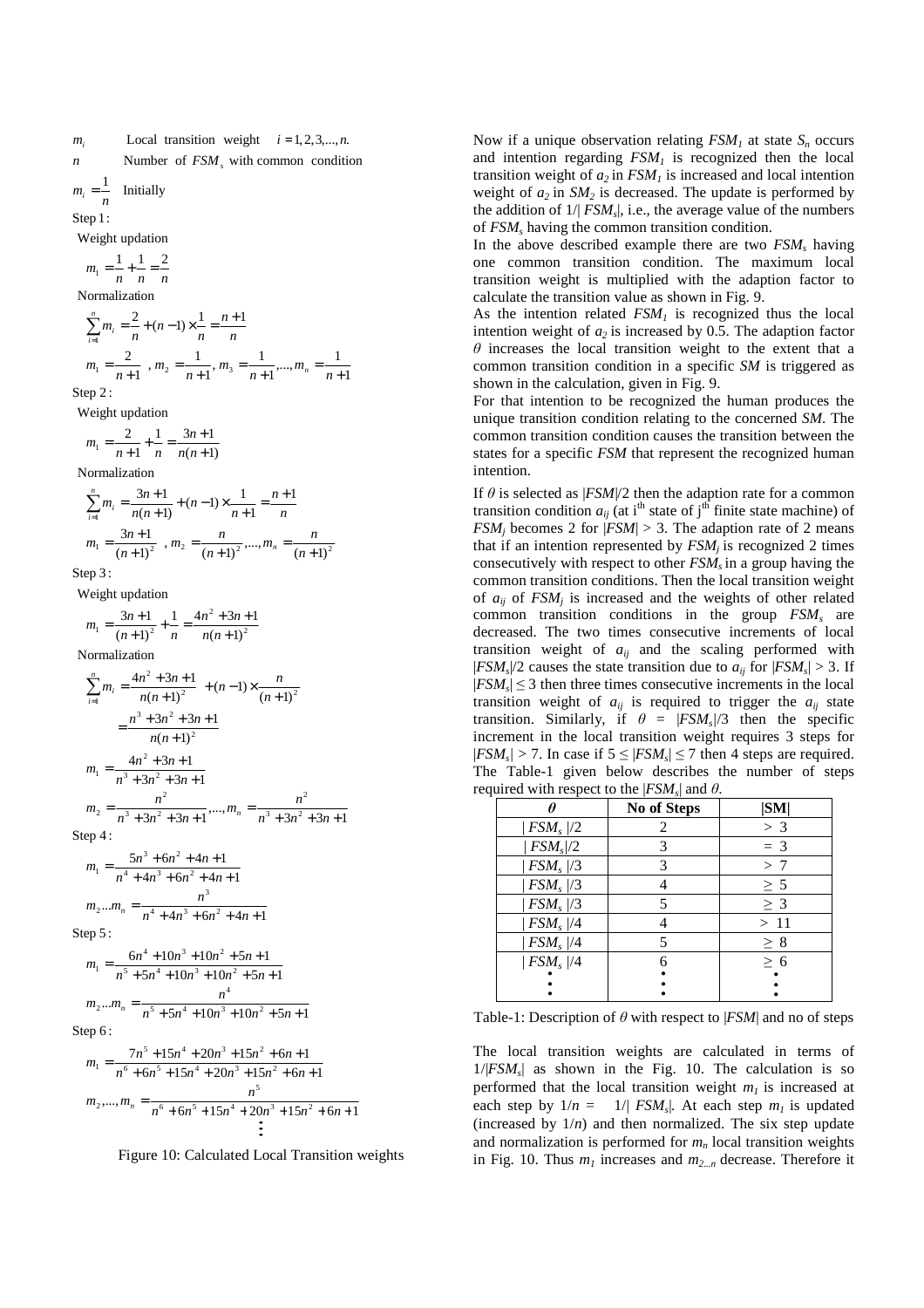$m_i$ Local transition weight $i = 1, 2, 3, ..., n.$

$n$ Number of $FSM_s$ with common condition

$m_i = \frac{1}{n}$ Initially

Step 1:

Weight updation

$$m_1 = \frac{1}{n} + \frac{1}{n} = \frac{2}{n}$$

Normalization

$$\sum_{i=1}^{n} m_i = \frac{2}{n} + (n-1) \times \frac{1}{n} = \frac{n+1}{n}$$

$$m_1 = \frac{2}{n+1}, \; m_2 = \frac{1}{n+1}, \; m_3 = \frac{1}{n+1}, ..., m_n = \frac{1}{n+1}$$

Step 2:

Weight updation

$$m_1 = \frac{2}{n+1} + \frac{1}{n} = \frac{3n+1}{n(n+1)}$$

Normalization

$$\sum_{i=1}^{n} m_i = \frac{3n+1}{n(n+1)} + (n-1) \times \frac{1}{n+1} = \frac{n+1}{n}$$

$$m_1 = \frac{3n+1}{(n+1)^2}, \; m_2 = \frac{n}{(n+1)^2}, ..., m_n = \frac{n}{(n+1)^2}$$

Step 3:

Weight updation

$$m_1 = \frac{3n+1}{(n+1)^2} + \frac{1}{n} = \frac{4n^2+3n+1}{n(n+1)^2}$$

Normalization

$$\sum_{i=1}^{n} m_i = \frac{4n^2+3n+1}{n(n+1)^2} + (n-1) \times \frac{n}{(n+1)^2}$$

$$= \frac{n^3+3n^2+3n+1}{n(n+1)^2}$$

$$m_1 = \frac{4n^2+3n+1}{n^3+3n^2+3n+1}$$

$$m_2 = \frac{n^2}{n^3+3n^2+3n+1}, ..., m_n = \frac{n^2}{n^3+3n^2+3n+1}$$

Step 4:

$$m_1 = \frac{5n^3+6n^2+4n+1}{n^4+4n^3+6n^2+4n+1}$$

$$m_2 ... m_n = \frac{n^3}{n^4+4n^3+6n^2+4n+1}$$

Step 5:

$$m_1 = \frac{6n^4+10n^3+10n^2+5n+1}{n^5+5n^4+10n^3+10n^2+5n+1}$$

$$m_2 ... m_n = \frac{n^4}{n^5+5n^4+10n^3+10n^2+5n+1}$$

Step 6:

$$m_1 = \frac{7n^5+15n^4+20n^3+15n^2+6n+1}{n^6+6n^5+15n^4+20n^3+15n^2+6n+1}$$

$$m_2, ..., m_n = \frac{n^5}{n^6+6n^5+15n^4+20n^3+15n^2+6n+1}$$

$$\vdots$$

Figure 10: Calculated Local Transition weights

Now if a unique observation relating $FSM_1$ at state $S_n$ occurs and intention regarding $FSM_1$ is recognized then the local transition weight of $a_2$ in $FSM_1$ is increased and local intention weight of $a_2$ in $SM_2$ is decreased. The update is performed by the addition of $1/|FSM_s|$, i.e., the average value of the numbers of $FSM_s$ having the common transition condition.

In the above described example there are two $FSM_s$ having one common transition condition. The maximum local transition weight is multiplied with the adaption factor to calculate the transition value as shown in Fig. 9.

As the intention related $FSM_1$ is recognized thus the local intention weight of $a_2$ is increased by 0.5. The adaption factor $\theta$ increases the local transition weight to the extent that a common transition condition in a specific *SM* is triggered as shown in the calculation, given in Fig. 9.

For that intention to be recognized the human produces the unique transition condition relating to the concerned *SM*. The common transition condition causes the transition between the states for a specific *FSM* that represent the recognized human intention.

If $\theta$ is selected as $|FSM|/2$ then the adaption rate for a common transition condition $a_{ij}$ (at i[th] state of j[th] finite state machine) of $FSM_j$ becomes 2 for $|FSM| > 3$. The adaption rate of 2 means that if an intention represented by $FSM_j$ is recognized 2 times consecutively with respect to other $FSM_s$ in a group having the common transition conditions. Then the local transition weight of $a_{ij}$ of $FSM_j$ is increased and the weights of other related common transition conditions in the group $FSM_s$ are decreased. The two times consecutive increments of local transition weight of $a_{ij}$ and the scaling performed with $|FSM_s|/2$ causes the state transition due to $a_{ij}$ for $|FSM_s| > 3$. If $|FSM_s| \leq 3$ then three times consecutive increments in the local transition weight of $a_{ij}$ is required to trigger the $a_{ij}$ state transition. Similarly, if $\theta = |FSM_s|/3$ then the specific increment in the local transition weight requires 3 steps for $|FSM_s| > 7$. In case if $5 \leq |FSM_s| \leq 7$ then 4 steps are required. The Table-1 given below describes the number of steps required with respect to the $|FSM_s|$ and $\theta$.

| $\theta$ | No of Steps | \|SM\| |
|---|---|---|
| $\|FSM_s\|/2$ | 2 | > 3 |
| $\|FSM_s\|/2$ | 3 | = 3 |
| $\|FSM_s\|/3$ | 3 | > 7 |
| $\|FSM_s\|/3$ | 4 | ≥ 5 |
| $\|FSM_s\|/3$ | 5 | ≥ 3 |
| $\|FSM_s\|/4$ | 4 | > 11 |
| $\|FSM_s\|/4$ | 5 | ≥ 8 |
| $\|FSM_s\|/4$ | 6 | ≥ 6 |
| ⋮ | ⋮ | ⋮ |

Table-1: Description of $\theta$ with respect to $|FSM|$ and no of steps

The local transition weights are calculated in terms of $1/|FSM_s|$ as shown in the Fig. 10. The calculation is so performed that the local transition weight $m_1$ is increased at each step by $1/n = 1/|FSM_s|$. At each step $m_1$ is updated (increased by $1/n$) and then normalized. The six step update and normalization is performed for $m_n$ local transition weights in Fig. 10. Thus $m_1$ increases and $m_{2...n}$ decrease. Therefore it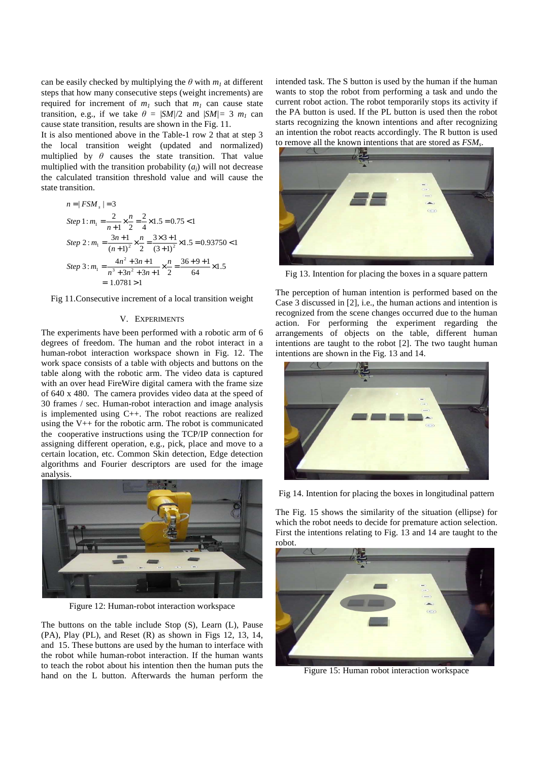can be easily checked by multiplying the $\theta$ with $m_1$ at different steps that how many consecutive steps (weight increments) are required for increment of $m_1$ such that $m_1$ can cause state transition, e.g., if we take $\theta = |SM|/2$ and $|SM| = 3$ $m_1$ can cause state transition, results are shown in the Fig. 11.

It is also mentioned above in the Table-1 row 2 that at step 3 the local transition weight (updated and normalized) multiplied by $\theta$ causes the state transition. That value multiplied with the transition probability ($a_j$) will not decrease the calculated transition threshold value and will cause the state transition.

$$n = |FSM_s| = 3$$

$$Step\ 1: m_1 = \frac{2}{n+1} \times \frac{n}{2} = \frac{2}{4} \times 1.5 = 0.75 < 1$$

$$Step\ 2: m_1 = \frac{3n+1}{(n+1)^2} \times \frac{n}{2} = \frac{3 \times 3 + 1}{(3+1)^2} \times 1.5 = 0.93750 < 1$$

$$Step\ 3: m_1 = \frac{4n^2 + 3n + 1}{n^3 + 3n^2 + 3n + 1} \times \frac{n}{2} = \frac{36 + 9 + 1}{64} \times 1.5 = 1.0781 > 1$$

Fig 11.Consecutive increment of a local transition weight

## V. EXPERIMENTS

The experiments have been performed with a robotic arm of 6 degrees of freedom. The human and the robot interact in a human-robot interaction workspace shown in Fig. 12. The work space consists of a table with objects and buttons on the table along with the robotic arm. The video data is captured with an over head FireWire digital camera with the frame size of 640 x 480. The camera provides video data at the speed of 30 frames / sec. Human-robot interaction and image analysis is implemented using C++. The robot reactions are realized using the V++ for the robotic arm. The robot is communicated the cooperative instructions using the TCP/IP connection for assigning different operation, e.g., pick, place and move to a certain location, etc. Common Skin detection, Edge detection algorithms and Fourier descriptors are used for the image analysis.

Figure 12: Human-robot interaction workspace

The buttons on the table include Stop (S), Learn (L), Pause (PA), Play (PL), and Reset (R) as shown in Figs 12, 13, 14, and 15. These buttons are used by the human to interface with the robot while human-robot interaction. If the human wants to teach the robot about his intention then the human puts the hand on the L button. Afterwards the human perform the intended task. The S button is used by the human if the human wants to stop the robot from performing a task and undo the current robot action. The robot temporarily stops its activity if the PA button is used. If the PL button is used then the robot starts recognizing the known intentions and after recognizing an intention the robot reacts accordingly. The R button is used to remove all the known intentions that are stored as $FSM_s$.

Fig 13. Intention for placing the boxes in a square pattern

The perception of human intention is performed based on the Case 3 discussed in [2], i.e., the human actions and intention is recognized from the scene changes occurred due to the human action. For performing the experiment regarding the arrangements of objects on the table, different human intentions are taught to the robot [2]. The two taught human intentions are shown in the Fig. 13 and 14.

Fig 14. Intention for placing the boxes in longitudinal pattern

The Fig. 15 shows the similarity of the situation (ellipse) for which the robot needs to decide for premature action selection. First the intentions relating to Fig. 13 and 14 are taught to the robot.

Figure 15: Human robot interaction workspace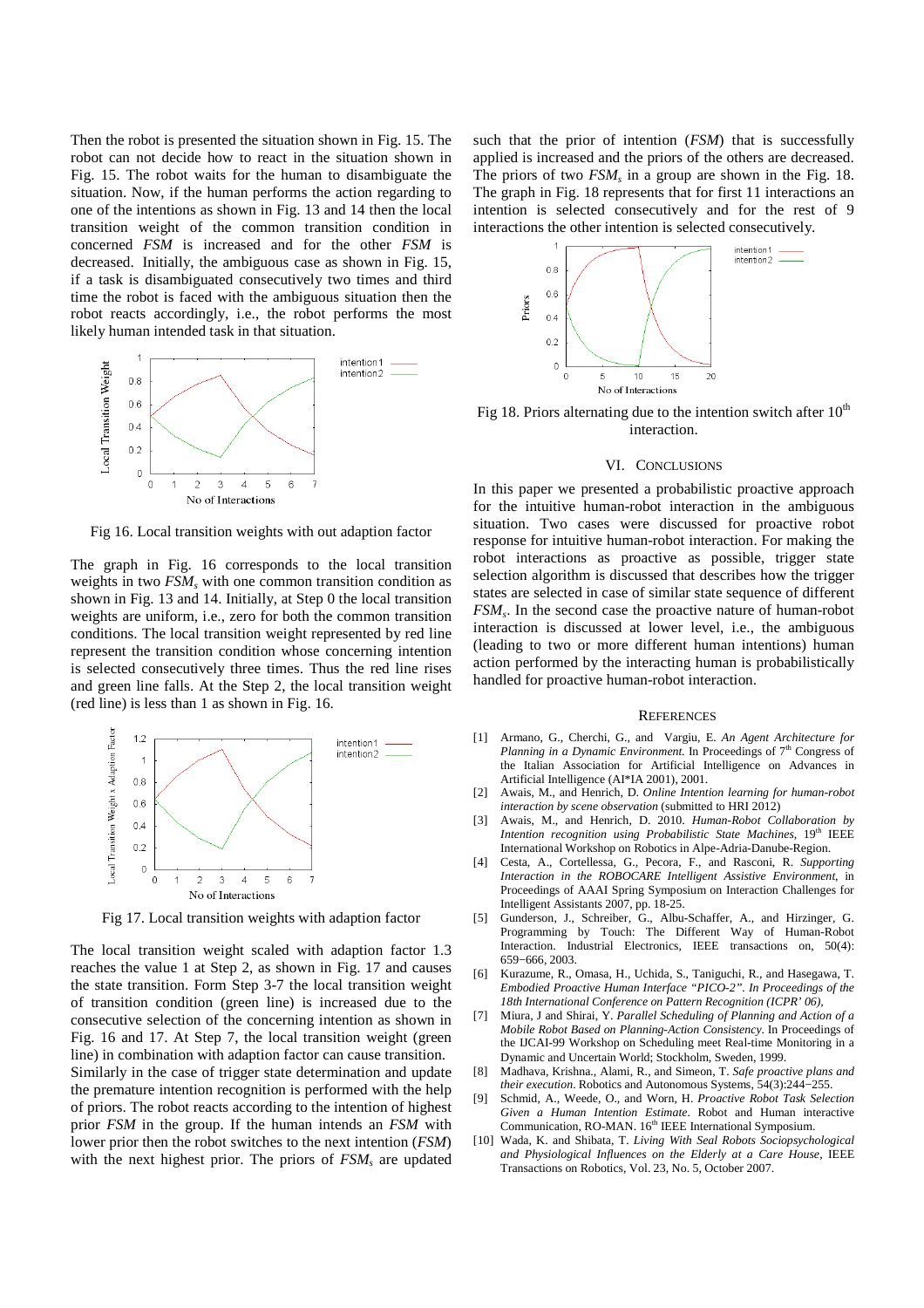Then the robot is presented the situation shown in Fig. 15. The robot can not decide how to react in the situation shown in Fig. 15. The robot waits for the human to disambiguate the situation. Now, if the human performs the action regarding to one of the intentions as shown in Fig. 13 and 14 then the local transition weight of the common transition condition in concerned *FSM* is increased and for the other *FSM* is decreased. Initially, the ambiguous case as shown in Fig. 15, if a task is disambiguated consecutively two times and third time the robot is faced with the ambiguous situation then the robot reacts accordingly, i.e., the robot performs the most likely human intended task in that situation.

Local Transition Weight
No of Interactions
intention1
intention2

Fig 16. Local transition weights with out adaption factor

The graph in Fig. 16 corresponds to the local transition weights in two $FSM_s$ with one common transition condition as shown in Fig. 13 and 14. Initially, at Step 0 the local transition weights are uniform, i.e., zero for both the common transition conditions. The local transition weight represented by red line represent the transition condition whose concerning intention is selected consecutively three times. Thus the red line rises and green line falls. At the Step 2, the local transition weight (red line) is less than 1 as shown in Fig. 16.

Local Transition Weight x Adaption Factor
No of Interactions
intention1
intention2

Fig 17. Local transition weights with adaption factor

The local transition weight scaled with adaption factor 1.3 reaches the value 1 at Step 2, as shown in Fig. 17 and causes the state transition. Form Step 3-7 the local transition weight of transition condition (green line) is increased due to the consecutive selection of the concerning intention as shown in Fig. 16 and 17. At Step 7, the local transition weight (green line) in combination with adaption factor can cause transition. Similarly in the case of trigger state determination and update the premature intention recognition is performed with the help of priors. The robot reacts according to the intention of highest prior *FSM* in the group. If the human intends an *FSM* with lower prior then the robot switches to the next intention (*FSM*) with the next highest prior. The priors of $FSM_s$ are updated such that the prior of intention (*FSM*) that is successfully applied is increased and the priors of the others are decreased. The priors of two $FSM_s$ in a group are shown in the Fig. 18. The graph in Fig. 18 represents that for first 11 interactions an intention is selected consecutively and for the rest of 9 interactions the other intention is selected consecutively.

Priors
No of Interactions
intention1
intention2

Fig 18. Priors alternating due to the intention switch after 10th interaction.

## VI. Conclusions

In this paper we presented a probabilistic proactive approach for the intuitive human-robot interaction in the ambiguous situation. Two cases were discussed for proactive robot response for intuitive human-robot interaction. For making the robot interactions as proactive as possible, trigger state selection algorithm is discussed that describes how the trigger states are selected in case of similar state sequence of different $FSM_s$. In the second case the proactive nature of human-robot interaction is discussed at lower level, i.e., the ambiguous (leading to two or more different human intentions) human action performed by the interacting human is probabilistically handled for proactive human-robot interaction.

## References

[1] Armano, G., Cherchi, G., and Vargiu, E. *An Agent Architecture for Planning in a Dynamic Environment.* In Proceedings of 7th Congress of the Italian Association for Artificial Intelligence on Advances in Artificial Intelligence (AI*IA 2001), 2001.

[2] Awais, M., and Henrich, D. *Online Intention learning for human-robot interaction by scene observation* (submitted to HRI 2012)

[3] Awais, M., and Henrich, D. 2010. *Human-Robot Collaboration by Intention recognition using Probabilistic State Machines*, 19th IEEE International Workshop on Robotics in Alpe-Adria-Danube-Region.

[4] Cesta, A., Cortellessa, G., Pecora, F., and Rasconi, R. *Supporting Interaction in the ROBOCARE Intelligent Assistive Environment*, in Proceedings of AAAI Spring Symposium on Interaction Challenges for Intelligent Assistants 2007, pp. 18-25.

[5] Gunderson, J., Schreiber, G., Albu-Schaffer, A., and Hirzinger, G. Programming by Touch: The Different Way of Human-Robot Interaction. Industrial Electronics, IEEE transactions on, 50(4): 659−666, 2003.

[6] Kurazume, R., Omasa, H., Uchida, S., Taniguchi, R., and Hasegawa, T. *Embodied Proactive Human Interface "PICO-2". In Proceedings of the 18th International Conference on Pattern Recognition (ICPR' 06),*

[7] Miura, J and Shirai, Y. *Parallel Scheduling of Planning and Action of a Mobile Robot Based on Planning-Action Consistency*. In Proceedings of the IJCAI-99 Workshop on Scheduling meet Real-time Monitoring in a Dynamic and Uncertain World; Stockholm, Sweden, 1999.

[8] Madhava, Krishna., Alami, R., and Simeon, T. *Safe proactive plans and their execution*. Robotics and Autonomous Systems, 54(3):244−255.

[9] Schmid, A., Weede, O., and Worn, H. *Proactive Robot Task Selection Given a Human Intention Estimate*. Robot and Human interactive Communication, RO-MAN. 16th IEEE International Symposium.

[10] Wada, K. and Shibata, T. *Living With Seal Robots Sociopsychological and Physiological Influences on the Elderly at a Care House*, IEEE Transactions on Robotics, Vol. 23, No. 5, October 2007.